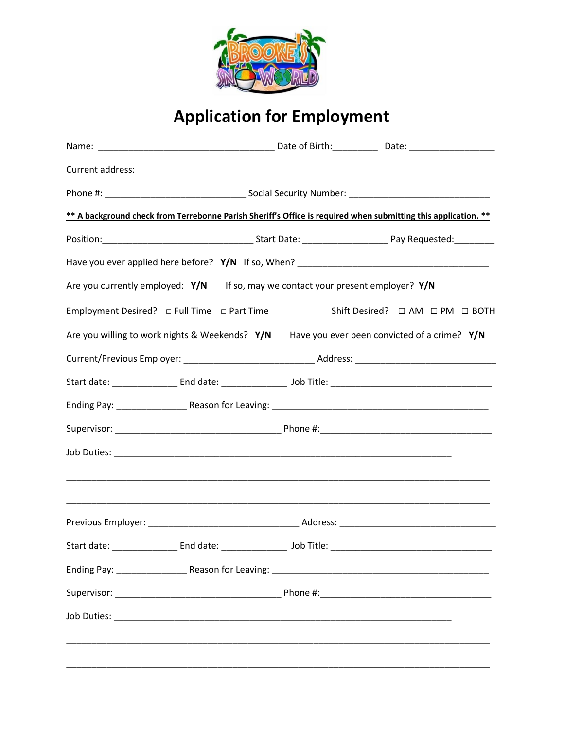# Application for Employment

Name: ___________________________________ Date of Birth:_________ Date: _________________

Current address:______________________________________________________________________

Phone #: ____________________________ Social Security Number: ____________________________

**\*\* A background check from Terrebonne Parish Sheriff's Office is required when submitting this application. \*\***

Position:______________________________ Start Date: ________________ Pay Requested:________

Have you ever applied here before? **Y/N** If so, When? ______________________________________

Are you currently employed: **Y/N** If so, may we contact your present employer? **Y/N**

Employment Desired? □ Full Time □ Part Time Shift Desired? □ AM □ PM □ BOTH

Are you willing to work nights & Weekends? **Y/N** Have you ever been convicted of a crime? **Y/N**

Current/Previous Employer: _________________________ Address: ____________________________

Start date: _____________ End date: _____________ Job Title: ________________________________

Ending Pay: ______________ Reason for Leaving: _____________________________________________

Supervisor: _________________________________ Phone #:__________________________________

Job Duties: ___________________________________________________________________

______________________________________________________________________________________

______________________________________________________________________________________

Previous Employer: ______________________________ Address: ______________________________

Start date: _____________ End date: _____________ Job Title: ________________________________

Ending Pay: ______________ Reason for Leaving: _____________________________________________

Supervisor: _________________________________ Phone #:__________________________________

Job Duties: ___________________________________________________________________

______________________________________________________________________________________

______________________________________________________________________________________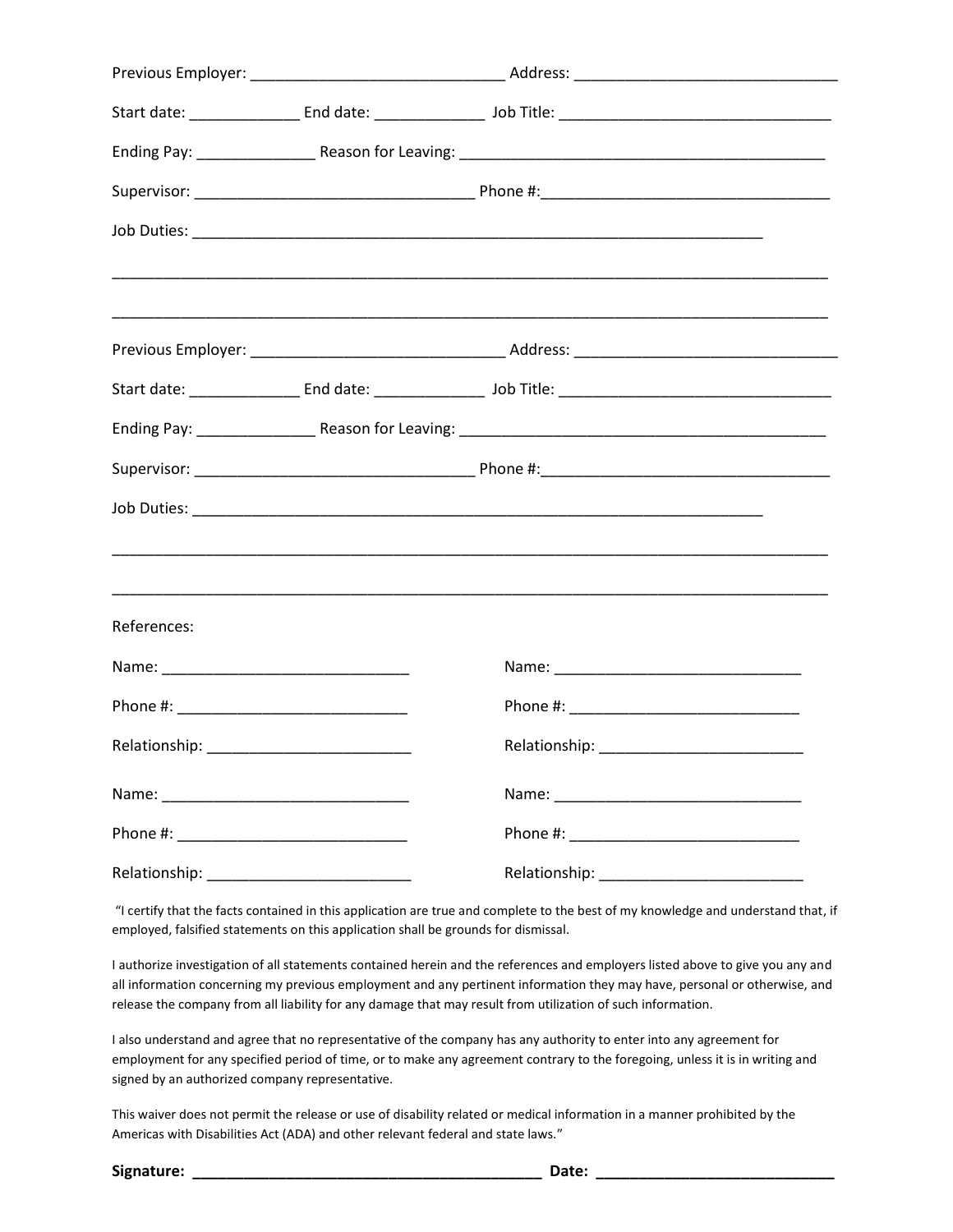Previous Employer: ______________________________ Address: ______________________________

Start date: _____________ End date: _____________ Job Title: ________________________________

Ending Pay: ______________ Reason for Leaving: ____________________________________________

Supervisor: _________________________________ Phone #:__________________________________

Job Duties: __________________________________________________________________

______________________________________________________________________________

______________________________________________________________________________

Previous Employer: ______________________________ Address: ______________________________

Start date: _____________ End date: _____________ Job Title: ________________________________

Ending Pay: ______________ Reason for Leaving: ____________________________________________

Supervisor: _________________________________ Phone #:__________________________________

Job Duties: __________________________________________________________________

______________________________________________________________________________

______________________________________________________________________________

References:

Name: _____________________________

Phone #: ___________________________

Relationship: ________________________

Name: _____________________________

Phone #: ___________________________

Relationship: ________________________

Name: _____________________________

Phone #: ___________________________

Relationship: ________________________

Name: _____________________________

Phone #: ___________________________

Relationship: ________________________

"I certify that the facts contained in this application are true and complete to the best of my knowledge and understand that, if employed, falsified statements on this application shall be grounds for dismissal.

I authorize investigation of all statements contained herein and the references and employers listed above to give you any and all information concerning my previous employment and any pertinent information they may have, personal or otherwise, and release the company from all liability for any damage that may result from utilization of such information.

I also understand and agree that no representative of the company has any authority to enter into any agreement for employment for any specified period of time, or to make any agreement contrary to the foregoing, unless it is in writing and signed by an authorized company representative.

This waiver does not permit the release or use of disability related or medical information in a manner prohibited by the Americas with Disabilities Act (ADA) and other relevant federal and state laws."

**Signature: ________________________________________ Date: ____________________________**